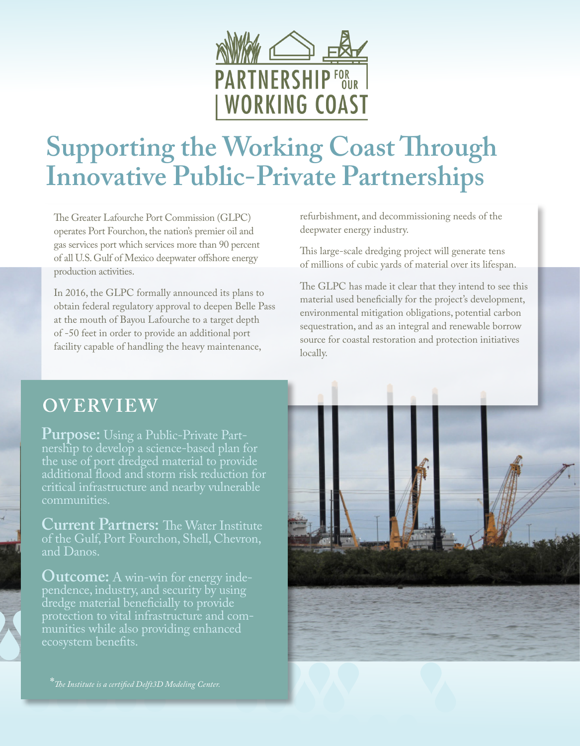PARTNERSHIP FOR OUR WORKING COAST

# Supporting the Working Coast Through Innovative Public-Private Partnerships

The Greater Lafourche Port Commission (GLPC) operates Port Fourchon, the nation's premier oil and gas services port which services more than 90 percent of all U.S. Gulf of Mexico deepwater offshore energy production activities.

In 2016, the GLPC formally announced its plans to obtain federal regulatory approval to deepen Belle Pass at the mouth of Bayou Lafourche to a target depth of -50 feet in order to provide an additional port facility capable of handling the heavy maintenance, refurbishment, and decommissioning needs of the deepwater energy industry.

This large-scale dredging project will generate tens of millions of cubic yards of material over its lifespan.

The GLPC has made it clear that they intend to see this material used beneficially for the project's development, environmental mitigation obligations, potential carbon sequestration, and as an integral and renewable borrow source for coastal restoration and protection initiatives locally.

## OVERVIEW

**Purpose:** Using a Public-Private Partnership to develop a science-based plan for the use of port dredged material to provide additional flood and storm risk reduction for critical infrastructure and nearby vulnerable communities.

**Current Partners:** The Water Institute of the Gulf, Port Fourchon, Shell, Chevron, and Danos.

**Outcome:** A win-win for energy independence, industry, and security by using dredge material beneficially to provide protection to vital infrastructure and communities while also providing enhanced ecosystem benefits.

**The Institute is a certified Delft3D Modeling Center.*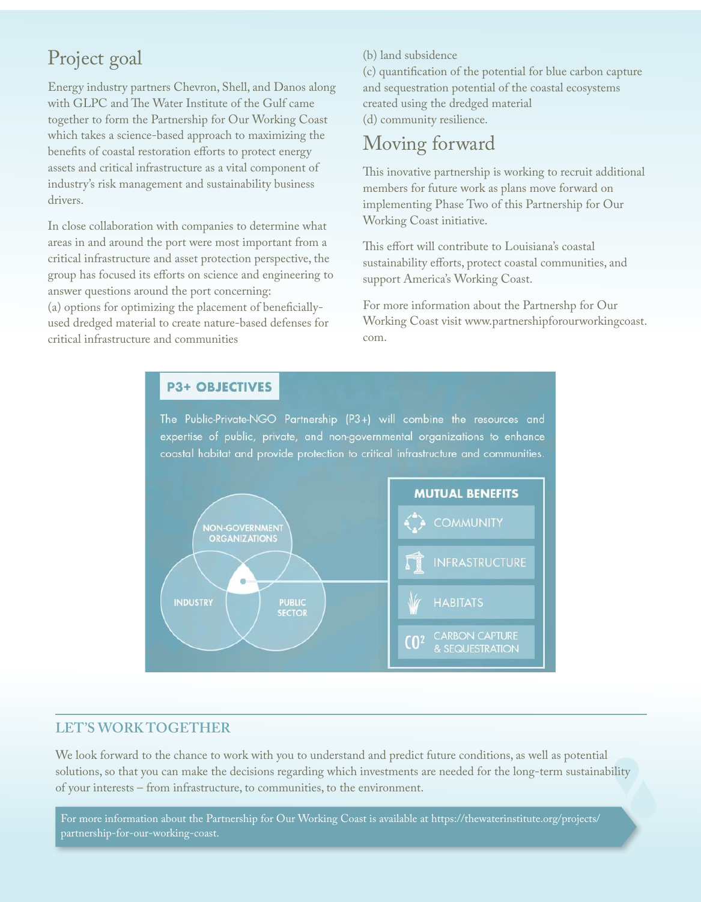## Project goal

Energy industry partners Chevron, Shell, and Danos along with GLPC and The Water Institute of the Gulf came together to form the Partnership for Our Working Coast which takes a science-based approach to maximizing the benefits of coastal restoration efforts to protect energy assets and critical infrastructure as a vital component of industry's risk management and sustainability business drivers.

In close collaboration with companies to determine what areas in and around the port were most important from a critical infrastructure and asset protection perspective, the group has focused its efforts on science and engineering to answer questions around the port concerning:
(a) options for optimizing the placement of beneficially-used dredged material to create nature-based defenses for critical infrastructure and communities
(b) land subsidence
(c) quantification of the potential for blue carbon capture and sequestration potential of the coastal ecosystems created using the dredged material
(d) community resilience.

## Moving forward

This inovative partnership is working to recruit additional members for future work as plans move forward on implementing Phase Two of this Partnership for Our Working Coast initiative.

This effort will contribute to Louisiana's coastal sustainability efforts, protect coastal communities, and support America's Working Coast.

For more information about the Partnershp for Our Working Coast visit www.partnershipforourworkingcoast.com.

**P3+ OBJECTIVES**

The Public-Private-NGO Partnership (P3+) will combine the resources and expertise of public, private, and non-governmental organizations to enhance coastal habitat and provide protection to critical infrastructure and communities.

NON-GOVERNMENT ORGANIZATIONS

INDUSTRY

PUBLIC SECTOR

**MUTUAL BENEFITS**

- COMMUNITY
- INFRASTRUCTURE
- HABITATS
- $CO_2$ CARBON CAPTURE & SEQUESTRATION

### LET'S WORK TOGETHER

We look forward to the chance to work with you to understand and predict future conditions, as well as potential solutions, so that you can make the decisions regarding which investments are needed for the long-term sustainability of your interests – from infrastructure, to communities, to the environment.

For more information about the Partnership for Our Working Coast is available at https://thewaterinstitute.org/projects/partnership-for-our-working-coast.